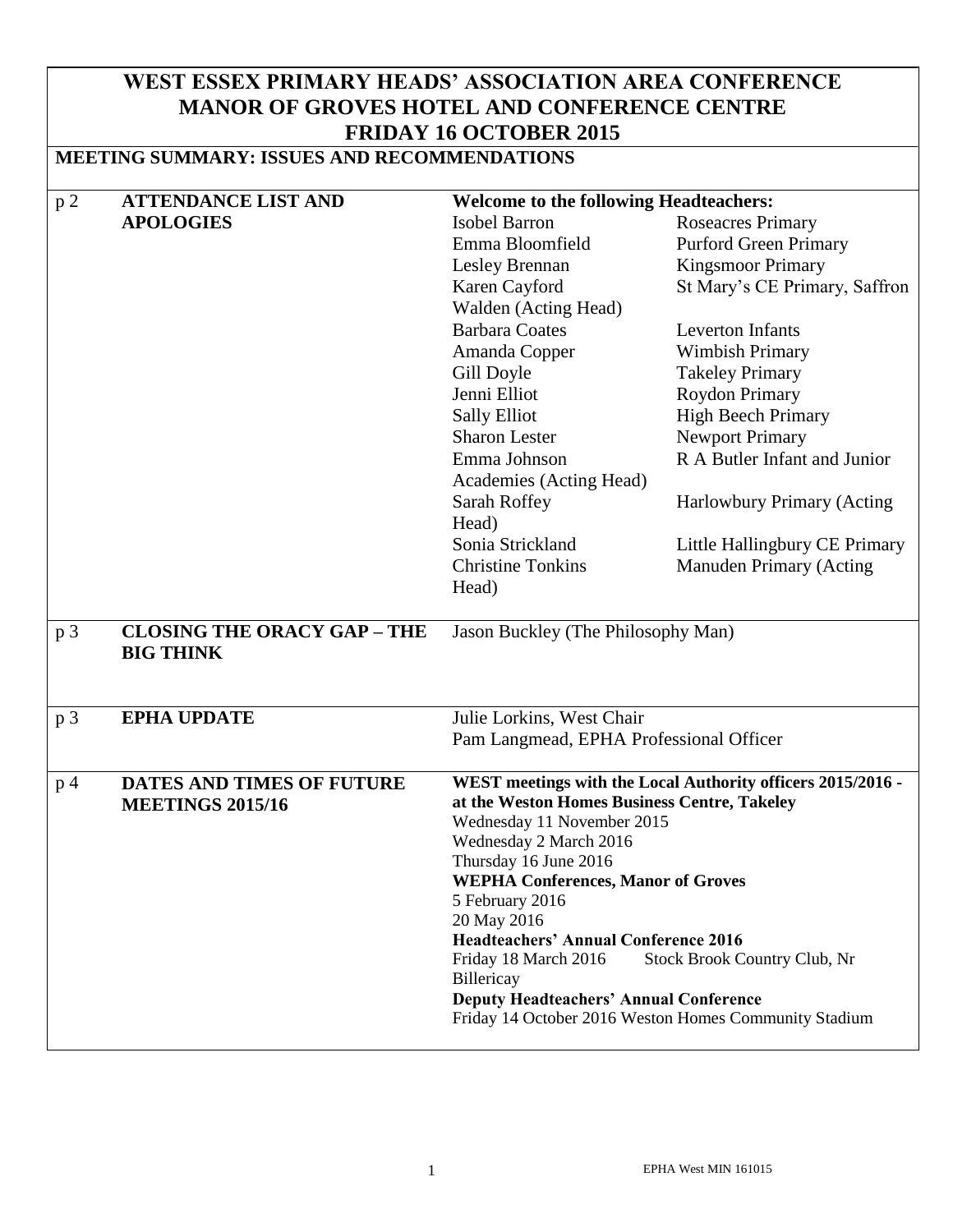# WEST ESSEX PRIMARY HEADS' ASSOCIATION AREA CONFERENCE
# MANOR OF GROVES HOTEL AND CONFERENCE CENTRE
# FRIDAY 16 OCTOBER 2015

## MEETING SUMMARY: ISSUES AND RECOMMENDATIONS

| Page | Item | Details |
|---|---|---|
| p 2 | **ATTENDANCE LIST AND APOLOGIES** | **Welcome to the following Headteachers:**<br>Isobel Barron – Roseacres Primary<br>Emma Bloomfield – Purford Green Primary<br>Lesley Brennan – Kingsmoor Primary<br>Karen Cayford – St Mary's CE Primary, Saffron Walden (Acting Head)<br>Barbara Coates – Leverton Infants<br>Amanda Copper – Wimbish Primary<br>Gill Doyle – Takeley Primary<br>Jenni Elliot – Roydon Primary<br>Sally Elliot – High Beech Primary<br>Sharon Lester – Newport Primary<br>Emma Johnson – R A Butler Infant and Junior Academies (Acting Head)<br>Sarah Roffey – Harlowbury Primary (Acting Head)<br>Sonia Strickland – Little Hallingbury CE Primary<br>Christine Tonkins – Manuden Primary (Acting Head) |
| p 3 | **CLOSING THE ORACY GAP – THE BIG THINK** | Jason Buckley (The Philosophy Man) |
| p 3 | **EPHA UPDATE** | Julie Lorkins, West Chair<br>Pam Langmead, EPHA Professional Officer |
| p 4 | **DATES AND TIMES OF FUTURE MEETINGS 2015/16** | **WEST meetings with the Local Authority officers 2015/2016 - at the Weston Homes Business Centre, Takeley**<br>Wednesday 11 November 2015<br>Wednesday 2 March 2016<br>Thursday 16 June 2016<br>**WEPHA Conferences, Manor of Groves**<br>5 February 2016<br>20 May 2016<br>**Headteachers' Annual Conference 2016**<br>Friday 18 March 2016 Stock Brook Country Club, Nr Billericay<br>**Deputy Headteachers' Annual Conference**<br>Friday 14 October 2016 Weston Homes Community Stadium |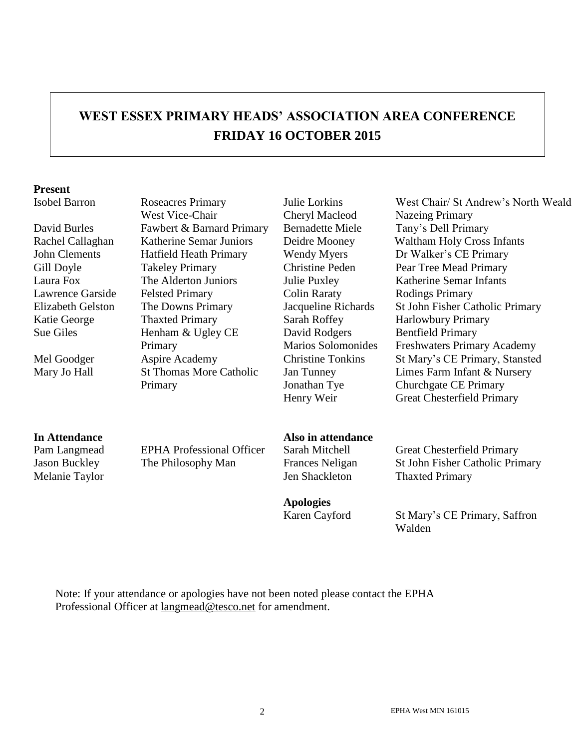# WEST ESSEX PRIMARY HEADS' ASSOCIATION AREA CONFERENCE
## FRIDAY 16 OCTOBER 2015

**Present**

| | | | |
|---|---|---|---|
| Isobel Barron | Roseacres Primary<br>West Vice-Chair | Julie Lorkins | West Chair/ St Andrew's North Weald |
| | | Cheryl Macleod | Nazeing Primary |
| David Burles | Fawbert & Barnard Primary | Bernadette Miele | Tany's Dell Primary |
| Rachel Callaghan | Katherine Semar Juniors | Deidre Mooney | Waltham Holy Cross Infants |
| John Clements | Hatfield Heath Primary | Wendy Myers | Dr Walker's CE Primary |
| Gill Doyle | Takeley Primary | Christine Peden | Pear Tree Mead Primary |
| Laura Fox | The Alderton Juniors | Julie Puxley | Katherine Semar Infants |
| Lawrence Garside | Felsted Primary | Colin Raraty | Rodings Primary |
| Elizabeth Gelston | The Downs Primary | Jacqueline Richards | St John Fisher Catholic Primary |
| Katie George | Thaxted Primary | Sarah Roffey | Harlowbury Primary |
| Sue Giles | Henham & Ugley CE Primary | David Rodgers | Bentfield Primary |
| | | Marios Solomonides | Freshwaters Primary Academy |
| Mel Goodger | Aspire Academy | Christine Tonkins | St Mary's CE Primary, Stansted |
| Mary Jo Hall | St Thomas More Catholic Primary | Jan Tunney | Limes Farm Infant & Nursery |
| | | Jonathan Tye | Churchgate CE Primary |
| | | Henry Weir | Great Chesterfield Primary |

**In Attendance**

| | |
|---|---|
| Pam Langmead | EPHA Professional Officer |
| Jason Buckley | The Philosophy Man |
| Melanie Taylor | |

**Also in attendance**

| | |
|---|---|
| Sarah Mitchell | Great Chesterfield Primary |
| Frances Neligan | St John Fisher Catholic Primary |
| Jen Shackleton | Thaxted Primary |

**Apologies**

| | |
|---|---|
| Karen Cayford | St Mary's CE Primary, Saffron Walden |

Note: If your attendance or apologies have not been noted please contact the EPHA Professional Officer at langmead@tesco.net for amendment.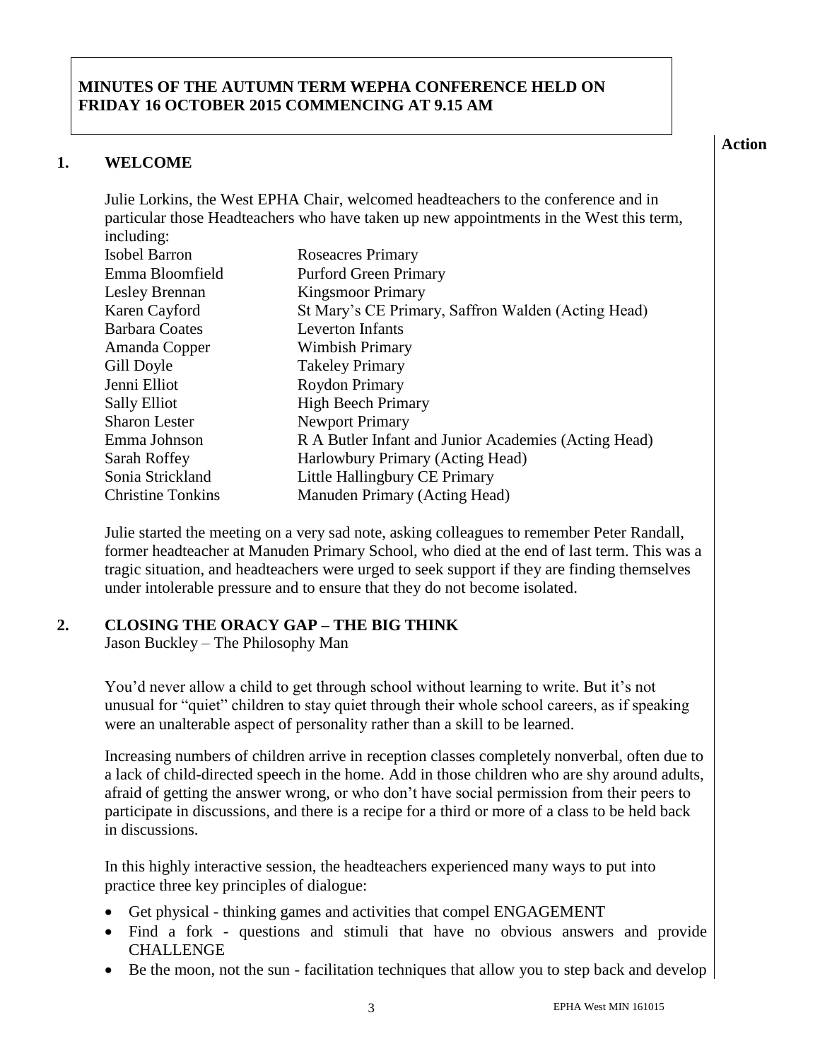**MINUTES OF THE AUTUMN TERM WEPHA CONFERENCE HELD ON FRIDAY 16 OCTOBER 2015 COMMENCING AT 9.15 AM**

**Action**

## 1. WELCOME

Julie Lorkins, the West EPHA Chair, welcomed headteachers to the conference and in particular those Headteachers who have taken up new appointments in the West this term, including:

| | |
|---|---|
| Isobel Barron | Roseacres Primary |
| Emma Bloomfield | Purford Green Primary |
| Lesley Brennan | Kingsmoor Primary |
| Karen Cayford | St Mary's CE Primary, Saffron Walden (Acting Head) |
| Barbara Coates | Leverton Infants |
| Amanda Copper | Wimbish Primary |
| Gill Doyle | Takeley Primary |
| Jenni Elliot | Roydon Primary |
| Sally Elliot | High Beech Primary |
| Sharon Lester | Newport Primary |
| Emma Johnson | R A Butler Infant and Junior Academies (Acting Head) |
| Sarah Roffey | Harlowbury Primary (Acting Head) |
| Sonia Strickland | Little Hallingbury CE Primary |
| Christine Tonkins | Manuden Primary (Acting Head) |

Julie started the meeting on a very sad note, asking colleagues to remember Peter Randall, former headteacher at Manuden Primary School, who died at the end of last term. This was a tragic situation, and headteachers were urged to seek support if they are finding themselves under intolerable pressure and to ensure that they do not become isolated.

## 2. CLOSING THE ORACY GAP – THE BIG THINK

Jason Buckley – The Philosophy Man

You'd never allow a child to get through school without learning to write. But it's not unusual for "quiet" children to stay quiet through their whole school careers, as if speaking were an unalterable aspect of personality rather than a skill to be learned.

Increasing numbers of children arrive in reception classes completely nonverbal, often due to a lack of child-directed speech in the home. Add in those children who are shy around adults, afraid of getting the answer wrong, or who don't have social permission from their peers to participate in discussions, and there is a recipe for a third or more of a class to be held back in discussions.

In this highly interactive session, the headteachers experienced many ways to put into practice three key principles of dialogue:

- Get physical - thinking games and activities that compel ENGAGEMENT
- Find a fork - questions and stimuli that have no obvious answers and provide CHALLENGE
- Be the moon, not the sun - facilitation techniques that allow you to step back and develop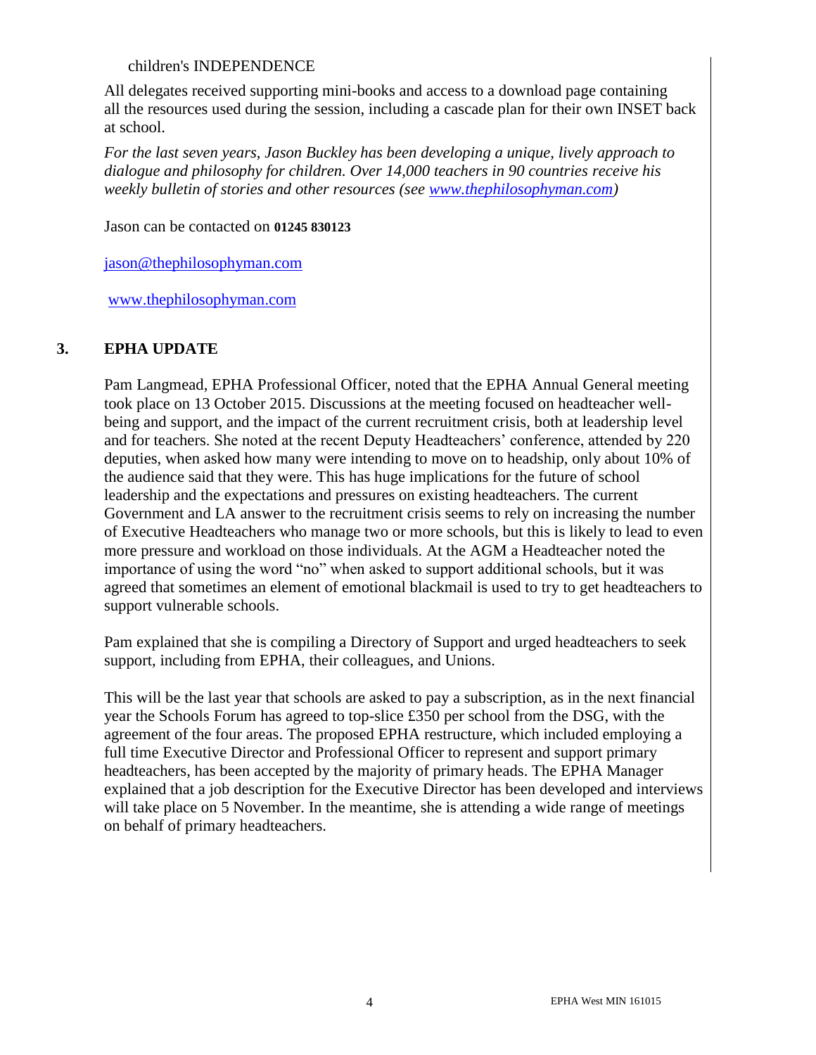children's INDEPENDENCE

All delegates received supporting mini-books and access to a download page containing all the resources used during the session, including a cascade plan for their own INSET back at school.

*For the last seven years, Jason Buckley has been developing a unique, lively approach to dialogue and philosophy for children. Over 14,000 teachers in 90 countries receive his weekly bulletin of stories and other resources (see [www.thephilosophyman.com](http://www.thephilosophyman.com))*

Jason can be contacted on **01245 830123**

[jason@thephilosophyman.com](mailto:jason@thephilosophyman.com)

[www.thephilosophyman.com](http://www.thephilosophyman.com)

## 3. EPHA UPDATE

Pam Langmead, EPHA Professional Officer, noted that the EPHA Annual General meeting took place on 13 October 2015. Discussions at the meeting focused on headteacher well-being and support, and the impact of the current recruitment crisis, both at leadership level and for teachers. She noted at the recent Deputy Headteachers' conference, attended by 220 deputies, when asked how many were intending to move on to headship, only about 10% of the audience said that they were. This has huge implications for the future of school leadership and the expectations and pressures on existing headteachers. The current Government and LA answer to the recruitment crisis seems to rely on increasing the number of Executive Headteachers who manage two or more schools, but this is likely to lead to even more pressure and workload on those individuals. At the AGM a Headteacher noted the importance of using the word "no" when asked to support additional schools, but it was agreed that sometimes an element of emotional blackmail is used to try to get headteachers to support vulnerable schools.

Pam explained that she is compiling a Directory of Support and urged headteachers to seek support, including from EPHA, their colleagues, and Unions.

This will be the last year that schools are asked to pay a subscription, as in the next financial year the Schools Forum has agreed to top-slice £350 per school from the DSG, with the agreement of the four areas. The proposed EPHA restructure, which included employing a full time Executive Director and Professional Officer to represent and support primary headteachers, has been accepted by the majority of primary heads. The EPHA Manager explained that a job description for the Executive Director has been developed and interviews will take place on 5 November. In the meantime, she is attending a wide range of meetings on behalf of primary headteachers.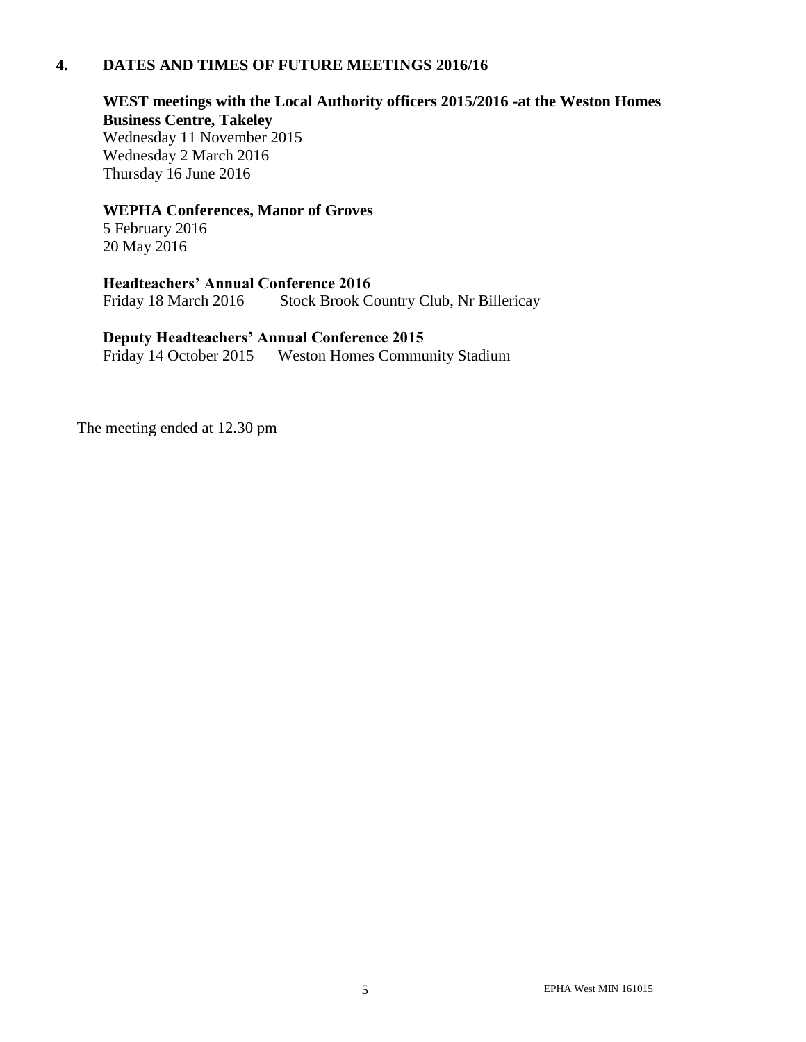## 4. DATES AND TIMES OF FUTURE MEETINGS 2016/16

**WEST meetings with the Local Authority officers 2015/2016 -at the Weston Homes Business Centre, Takeley**

Wednesday 11 November 2015
Wednesday 2 March 2016
Thursday 16 June 2016

**WEPHA Conferences, Manor of Groves**

5 February 2016
20 May 2016

**Headteachers' Annual Conference 2016**

Friday 18 March 2016 Stock Brook Country Club, Nr Billericay

**Deputy Headteachers' Annual Conference 2015**

Friday 14 October 2015 Weston Homes Community Stadium

The meeting ended at 12.30 pm